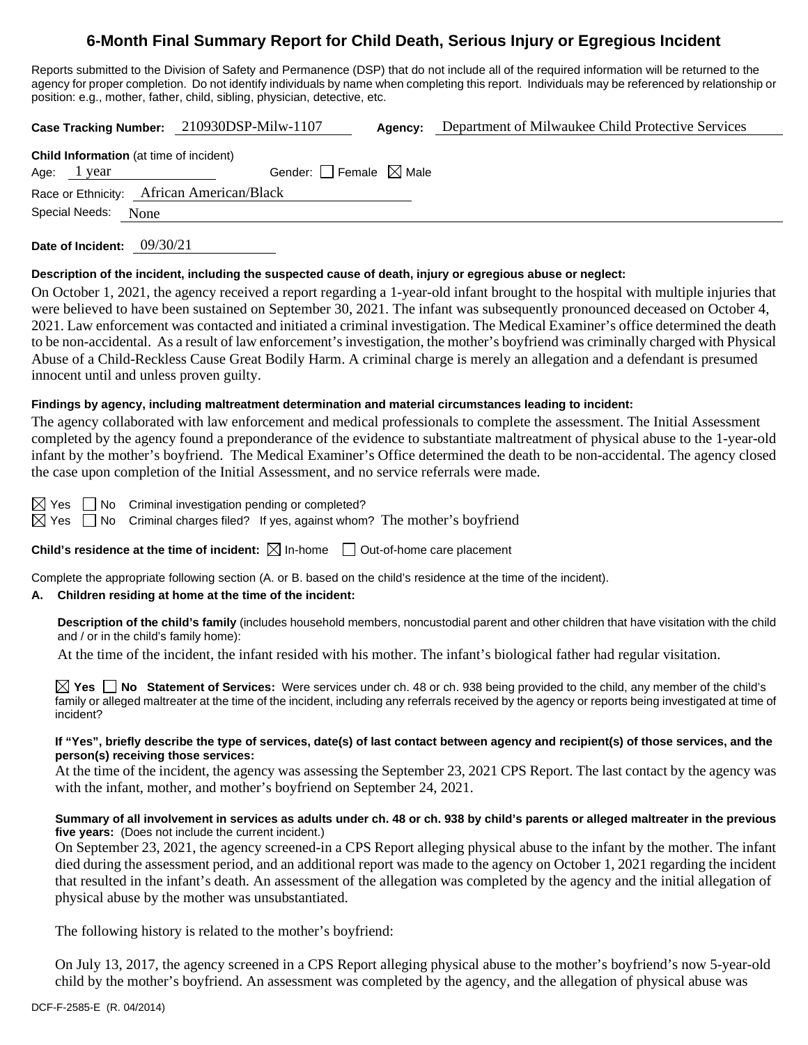# 6-Month Final Summary Report for Child Death, Serious Injury or Egregious Incident

Reports submitted to the Division of Safety and Permanence (DSP) that do not include all of the required information will be returned to the agency for proper completion. Do not identify individuals by name when completing this report. Individuals may be referenced by relationship or position: e.g., mother, father, child, sibling, physician, detective, etc.

**Case Tracking Number:** 210930DSP-Milw-1107 **Agency:** Department of Milwaukee Child Protective Services

**Child Information** (at time of incident)

Age: 1 year Gender: ☐ Female ☒ Male

Race or Ethnicity: African American/Black

Special Needs: None

**Date of Incident:** 09/30/21

**Description of the incident, including the suspected cause of death, injury or egregious abuse or neglect:**

On October 1, 2021, the agency received a report regarding a 1-year-old infant brought to the hospital with multiple injuries that were believed to have been sustained on September 30, 2021. The infant was subsequently pronounced deceased on October 4, 2021. Law enforcement was contacted and initiated a criminal investigation. The Medical Examiner's office determined the death to be non-accidental. As a result of law enforcement's investigation, the mother's boyfriend was criminally charged with Physical Abuse of a Child-Reckless Cause Great Bodily Harm. A criminal charge is merely an allegation and a defendant is presumed innocent until and unless proven guilty.

**Findings by agency, including maltreatment determination and material circumstances leading to incident:**

The agency collaborated with law enforcement and medical professionals to complete the assessment. The Initial Assessment completed by the agency found a preponderance of the evidence to substantiate maltreatment of physical abuse to the 1-year-old infant by the mother's boyfriend. The Medical Examiner's Office determined the death to be non-accidental. The agency closed the case upon completion of the Initial Assessment, and no service referrals were made.

☒ Yes ☐ No Criminal investigation pending or completed?

☒ Yes ☐ No Criminal charges filed? If yes, against whom? The mother's boyfriend

**Child's residence at the time of incident:** ☒ In-home ☐ Out-of-home care placement

Complete the appropriate following section (A. or B. based on the child's residence at the time of the incident).

**A. Children residing at home at the time of the incident:**

**Description of the child's family** (includes household members, noncustodial parent and other children that have visitation with the child and / or in the child's family home):

At the time of the incident, the infant resided with his mother. The infant's biological father had regular visitation.

☒ **Yes** ☐ **No Statement of Services:** Were services under ch. 48 or ch. 938 being provided to the child, any member of the child's family or alleged maltreater at the time of the incident, including any referrals received by the agency or reports being investigated at time of incident?

**If "Yes", briefly describe the type of services, date(s) of last contact between agency and recipient(s) of those services, and the person(s) receiving those services:**

At the time of the incident, the agency was assessing the September 23, 2021 CPS Report. The last contact by the agency was with the infant, mother, and mother's boyfriend on September 24, 2021.

**Summary of all involvement in services as adults under ch. 48 or ch. 938 by child's parents or alleged maltreater in the previous five years:** (Does not include the current incident.)

On September 23, 2021, the agency screened-in a CPS Report alleging physical abuse to the infant by the mother. The infant died during the assessment period, and an additional report was made to the agency on October 1, 2021 regarding the incident that resulted in the infant's death. An assessment of the allegation was completed by the agency and the initial allegation of physical abuse by the mother was unsubstantiated.

The following history is related to the mother's boyfriend:

On July 13, 2017, the agency screened in a CPS Report alleging physical abuse to the mother's boyfriend's now 5-year-old child by the mother's boyfriend. An assessment was completed by the agency, and the allegation of physical abuse was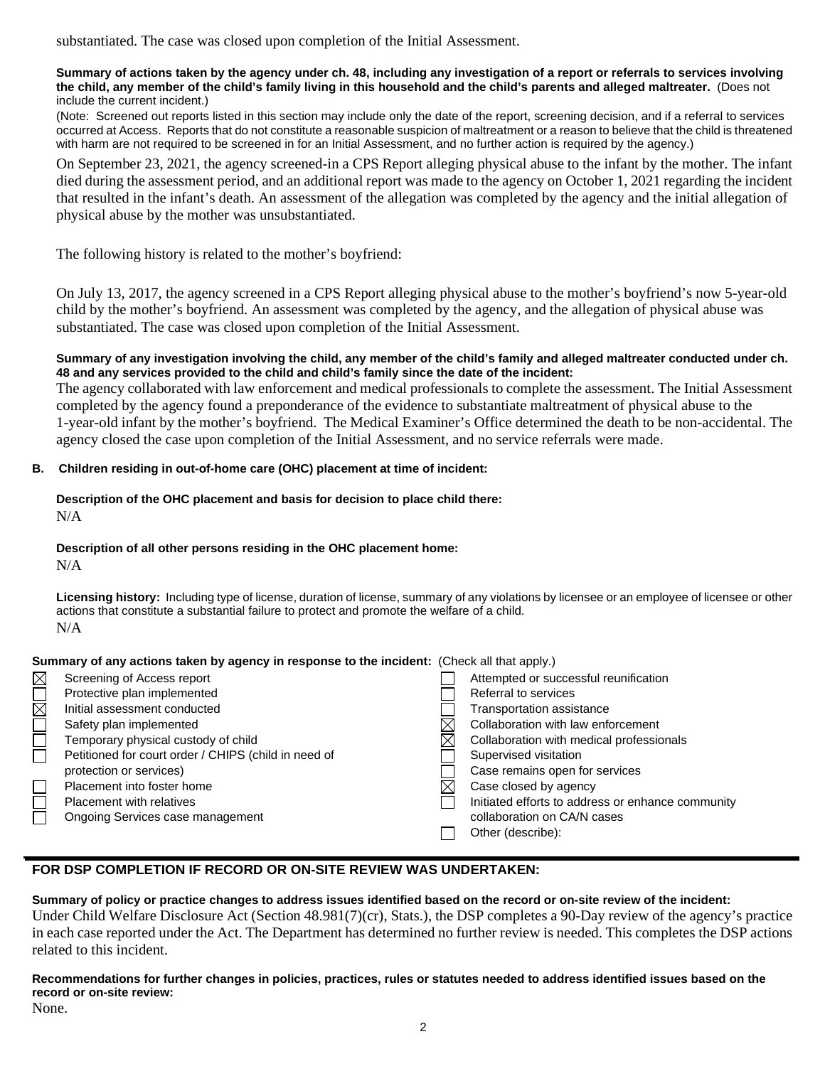substantiated. The case was closed upon completion of the Initial Assessment.

**Summary of actions taken by the agency under ch. 48, including any investigation of a report or referrals to services involving the child, any member of the child's family living in this household and the child's parents and alleged maltreater.** (Does not include the current incident.)

(Note: Screened out reports listed in this section may include only the date of the report, screening decision, and if a referral to services occurred at Access. Reports that do not constitute a reasonable suspicion of maltreatment or a reason to believe that the child is threatened with harm are not required to be screened in for an Initial Assessment, and no further action is required by the agency.)

On September 23, 2021, the agency screened-in a CPS Report alleging physical abuse to the infant by the mother. The infant died during the assessment period, and an additional report was made to the agency on October 1, 2021 regarding the incident that resulted in the infant's death. An assessment of the allegation was completed by the agency and the initial allegation of physical abuse by the mother was unsubstantiated.

The following history is related to the mother's boyfriend:

On July 13, 2017, the agency screened in a CPS Report alleging physical abuse to the mother's boyfriend's now 5-year-old child by the mother's boyfriend. An assessment was completed by the agency, and the allegation of physical abuse was substantiated. The case was closed upon completion of the Initial Assessment.

**Summary of any investigation involving the child, any member of the child's family and alleged maltreater conducted under ch. 48 and any services provided to the child and child's family since the date of the incident:**

The agency collaborated with law enforcement and medical professionals to complete the assessment. The Initial Assessment completed by the agency found a preponderance of the evidence to substantiate maltreatment of physical abuse to the 1-year-old infant by the mother's boyfriend. The Medical Examiner's Office determined the death to be non-accidental. The agency closed the case upon completion of the Initial Assessment, and no service referrals were made.

**B. Children residing in out-of-home care (OHC) placement at time of incident:**

**Description of the OHC placement and basis for decision to place child there:**

N/A

**Description of all other persons residing in the OHC placement home:**

N/A

**Licensing history:** Including type of license, duration of license, summary of any violations by licensee or an employee of licensee or other actions that constitute a substantial failure to protect and promote the welfare of a child.

N/A

**Summary of any actions taken by agency in response to the incident:** (Check all that apply.)

- ☒ Screening of Access report
- ☐ Protective plan implemented
- ☒ Initial assessment conducted
- ☐ Safety plan implemented
- ☐ Temporary physical custody of child
- ☐ Petitioned for court order / CHIPS (child in need of protection or services)
- ☐ Placement into foster home
- ☐ Placement with relatives
- ☐ Ongoing Services case management
- ☐ Attempted or successful reunification
- ☐ Referral to services
- ☐ Transportation assistance
- ☒ Collaboration with law enforcement
- ☒ Collaboration with medical professionals
- ☐ Supervised visitation
- ☐ Case remains open for services
- ☒ Case closed by agency
- ☐ Initiated efforts to address or enhance community collaboration on CA/N cases
- ☐ Other (describe):

## FOR DSP COMPLETION IF RECORD OR ON-SITE REVIEW WAS UNDERTAKEN:

**Summary of policy or practice changes to address issues identified based on the record or on-site review of the incident:**

Under Child Welfare Disclosure Act (Section 48.981(7)(cr), Stats.), the DSP completes a 90-Day review of the agency's practice in each case reported under the Act. The Department has determined no further review is needed. This completes the DSP actions related to this incident.

**Recommendations for further changes in policies, practices, rules or statutes needed to address identified issues based on the record or on-site review:**

None.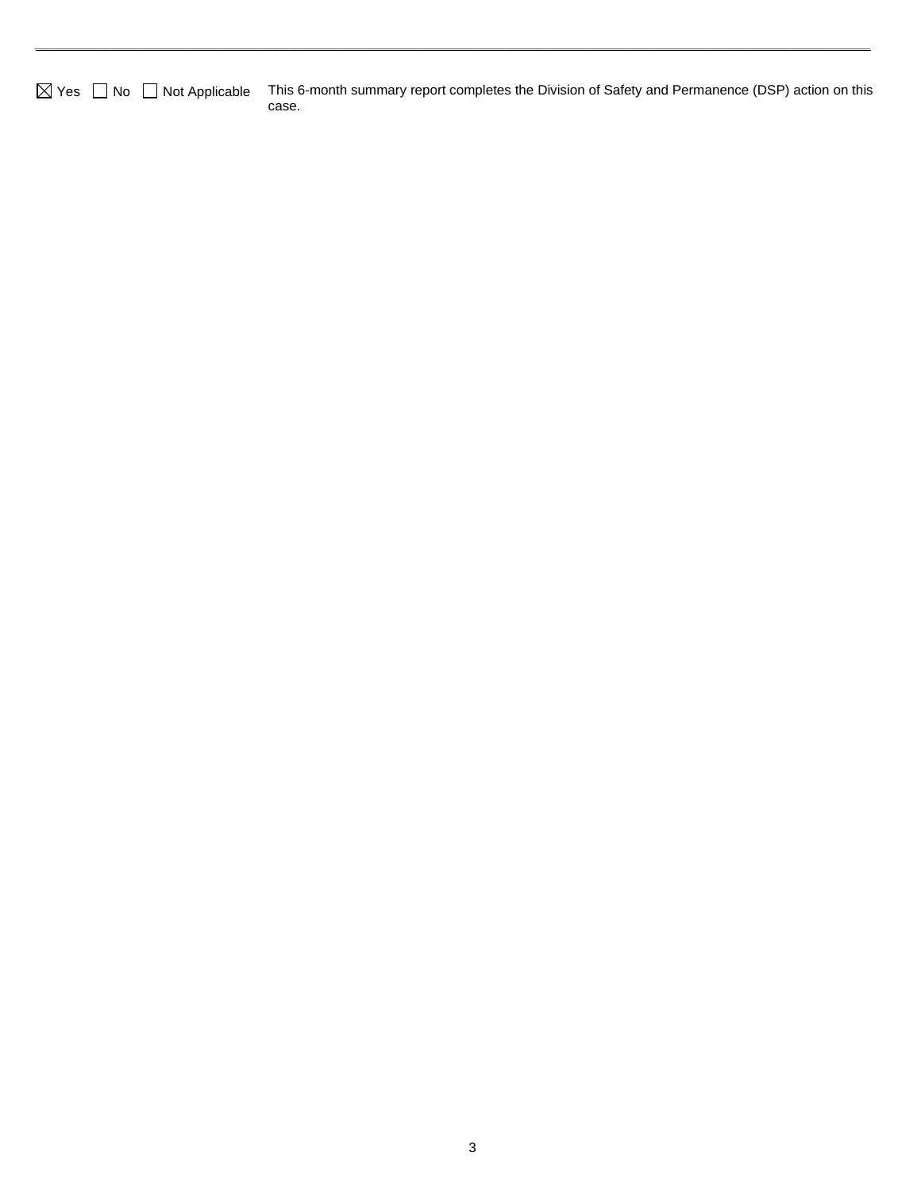☒ Yes ☐ No ☐ Not Applicable This 6-month summary report completes the Division of Safety and Permanence (DSP) action on this case.